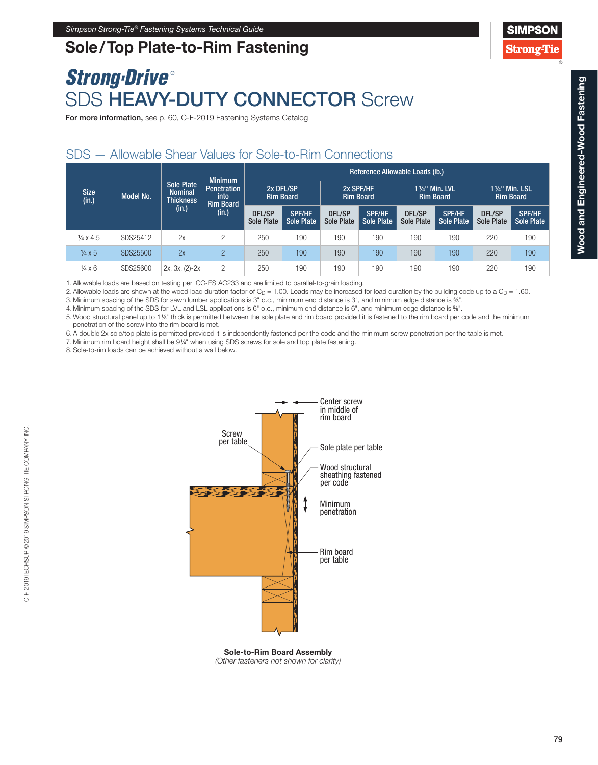# Sole/Top Plate-to-Rim Fastening

## Strong-Drive® SDS HEAVY-DUTY CONNECTOR Screw

**For more information,** see p. 60, C-F-2019 Fastening Systems Catalog

### SDS — Allowable Shear Values for Sole-to-Rim Connections

| Size (in.) | Model No. | Sole Plate Nominal Thickness (in.) | Minimum Penetration into Rim Board (in.) | Reference Allowable Loads (lb.) | | | | | | | |
|---|---|---|---|---|---|---|---|---|---|---|---|
| | | | | 2x DFL/SP Rim Board | | 2x SPF/HF Rim Board | | 1¼" Min. LVL Rim Board | | 1¼" Min. LSL Rim Board | |
| | | | | DFL/SP Sole Plate | SPF/HF Sole Plate | DFL/SP Sole Plate | SPF/HF Sole Plate | DFL/SP Sole Plate | SPF/HF Sole Plate | DFL/SP Sole Plate | SPF/HF Sole Plate |
| ¼ x 4.5 | SDS25412 | 2x | 2 | 250 | 190 | 190 | 190 | 190 | 190 | 220 | 190 |
| ¼ x 5 | SDS25500 | 2x | 2 | 250 | 190 | 190 | 190 | 190 | 190 | 220 | 190 |
| ¼ x 6 | SDS25600 | 2x, 3x, (2)-2x | 2 | 250 | 190 | 190 | 190 | 190 | 190 | 220 | 190 |

1. Allowable loads are based on testing per ICC-ES AC233 and are limited to parallel-to-grain loading.
2. Allowable loads are shown at the wood load duration factor of $C_D$ = 1.00. Loads may be increased for load duration by the building code up to a $C_D$ = 1.60.
3. Minimum spacing of the SDS for sawn lumber applications is 3" o.c., minimum end distance is 3", and minimum edge distance is ⅝".
4. Minimum spacing of the SDS for LVL and LSL applications is 6" o.c., minimum end distance is 6", and minimum edge distance is ⅝".
5. Wood structural panel up to 1⅛" thick is permitted between the sole plate and rim board provided it is fastened to the rim board per code and the minimum penetration of the screw into the rim board is met.
6. A double 2x sole/top plate is permitted provided it is independently fastened per the code and the minimum screw penetration per the table is met.
7. Minimum rim board height shall be 9¼" when using SDS screws for sole and top plate fastening.
8. Sole-to-rim loads can be achieved without a wall below.

Screw per table

Center screw in middle of rim board

Sole plate per table

Wood structural sheathing fastened per code

Minimum penetration

Rim board per table

**Sole-to-Rim Board Assembly**
*(Other fasteners not shown for clarity)*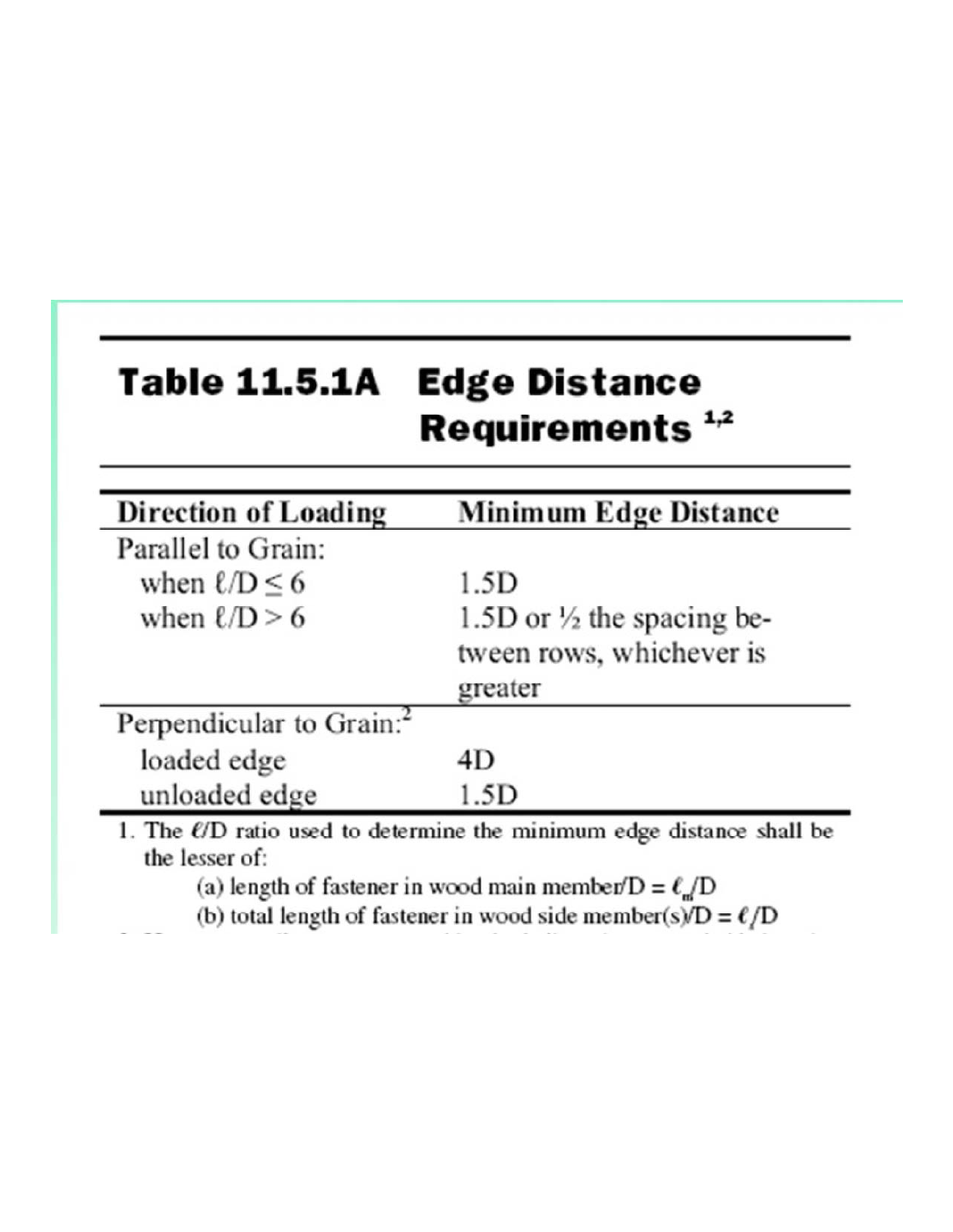## Table 11.5.1A Edge Distance Requirements [1,2]

| Direction of Loading | Minimum Edge Distance |
|---|---|
| Parallel to Grain: | |
| when $\ell/D \leq 6$ | 1.5D |
| when $\ell/D > 6$ | 1.5D or ½ the spacing between rows, whichever is greater |
| Perpendicular to Grain:[2] | |
| loaded edge | 4D |
| unloaded edge | 1.5D |

1. The $\ell/D$ ratio used to determine the minimum edge distance shall be the lesser of:
   - (a) length of fastener in wood main member/D = $\ell_m/D$
   - (b) total length of fastener in wood side member(s)/D = $\ell_s/D$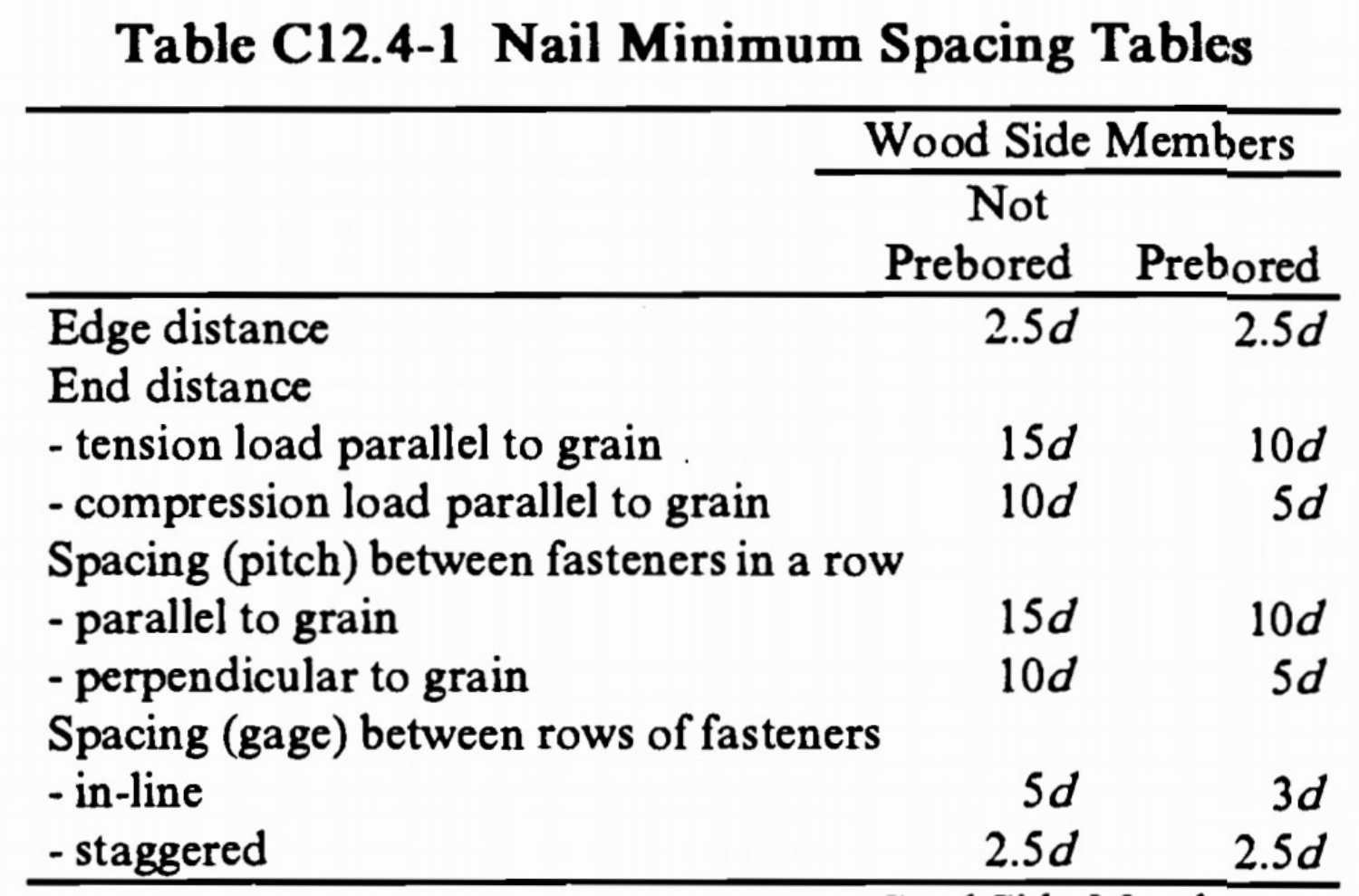## Table C12.4-1 Nail Minimum Spacing Tables

| | Wood Side Members | |
|---|---|---|
| | Not Prebored | Prebored |
| Edge distance | 2.5*d* | 2.5*d* |
| End distance | | |
| - tension load parallel to grain | 15*d* | 10*d* |
| - compression load parallel to grain | 10*d* | 5*d* |
| Spacing (pitch) between fasteners in a row | | |
| - parallel to grain | 15*d* | 10*d* |
| - perpendicular to grain | 10*d* | 5*d* |
| Spacing (gage) between rows of fasteners | | |
| - in-line | 5*d* | 3*d* |
| - staggered | 2.5*d* | 2.5*d* |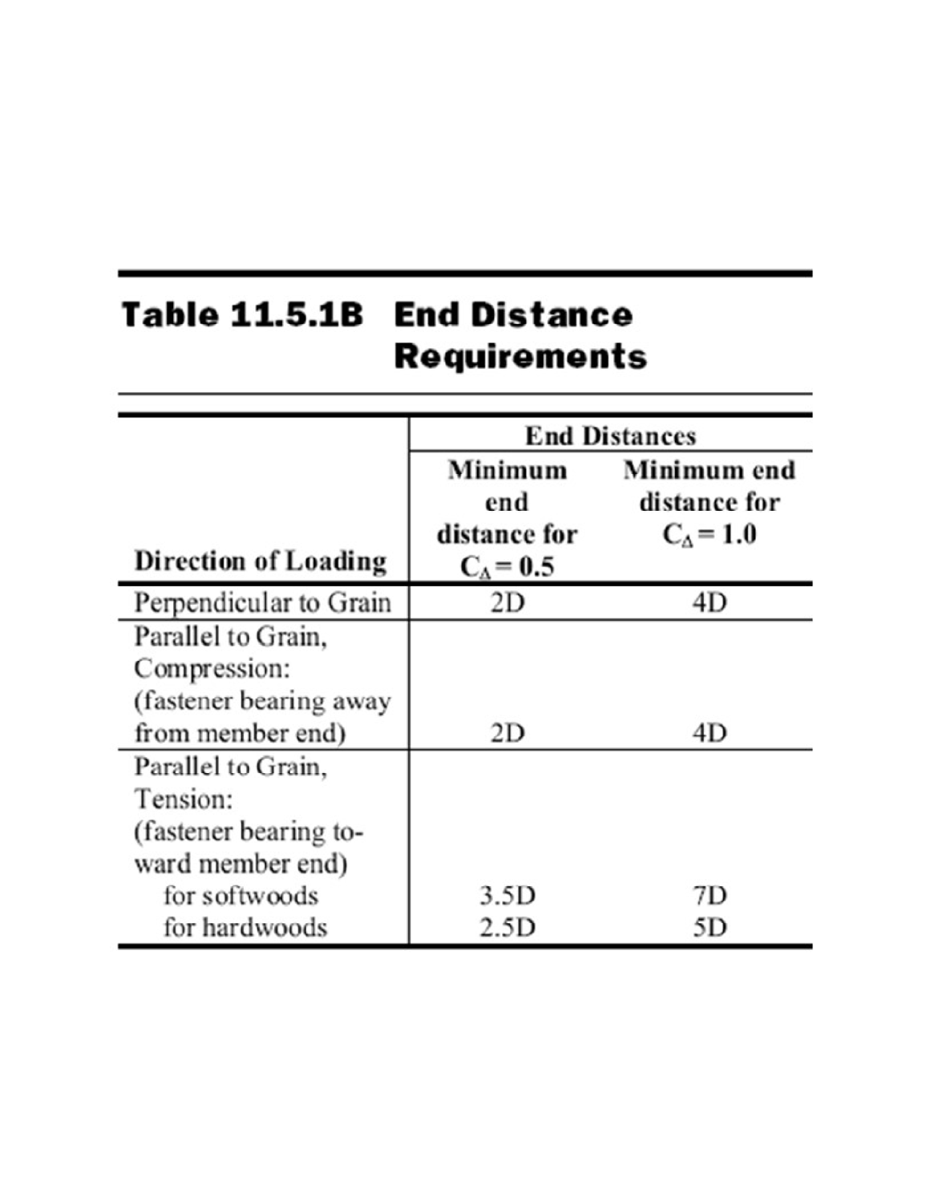# Table 11.5.1B End Distance Requirements

| Direction of Loading | End Distances | |
|---|---|---|
| | Minimum end distance for $C_\Delta = 0.5$ | Minimum end distance for $C_\Delta = 1.0$ |
| Perpendicular to Grain | 2D | 4D |
| Parallel to Grain, Compression: (fastener bearing away from member end) | 2D | 4D |
| Parallel to Grain, Tension: (fastener bearing toward member end) | | |
| for softwoods | 3.5D | 7D |
| for hardwoods | 2.5D | 5D |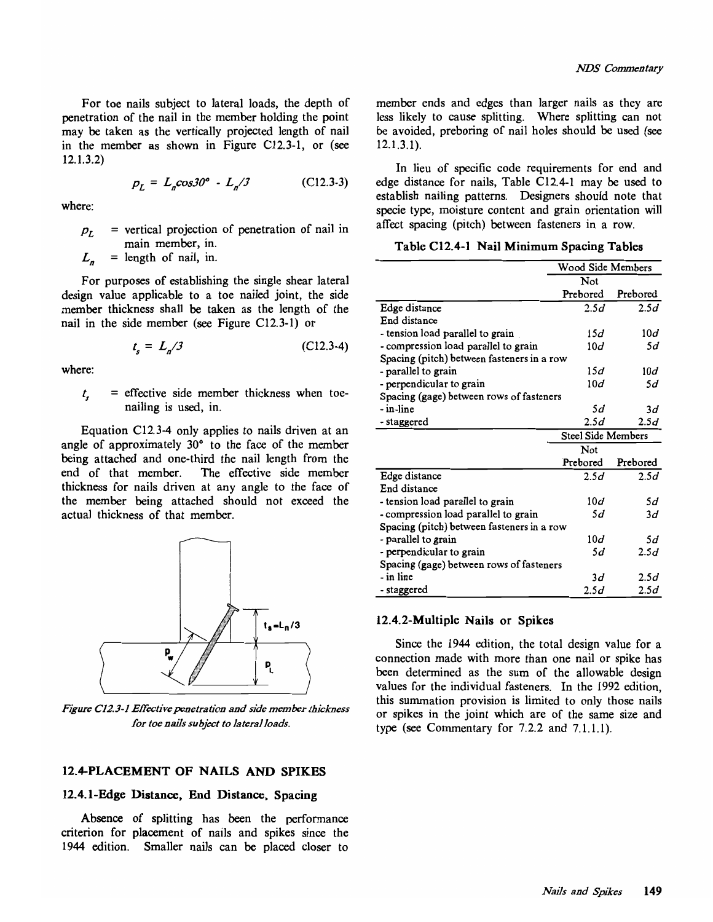For toe nails subject to lateral loads, the depth of penetration of the nail in the member holding the point may be taken as the vertically projected length of nail in the member as shown in Figure C12.3-1, or (see 12.1.3.2)

$$p_L = L_n cos30° - L_n/3 \quad \text{(C12.3-3)}$$

where:

$p_L$ = vertical projection of penetration of nail in main member, in.

$L_n$ = length of nail, in.

For purposes of establishing the single shear lateral design value applicable to a toe nailed joint, the side member thickness shall be taken as the length of the nail in the side member (see Figure C12.3-1) or

$$t_s = L_n/3 \quad \text{(C12.3-4)}$$

where:

$t_s$ = effective side member thickness when toe-nailing is used, in.

Equation C12.3-4 only applies to nails driven at an angle of approximately 30° to the face of the member being attached and one-third the nail length from the end of that member. The effective side member thickness for nails driven at any angle to the face of the member being attached should not exceed the actual thickness of that member.

$t_s = L_n/3$

$p_w$

$p_L$

*Figure C12.3-1 Effective penetration and side member thickness for toe nails subject to lateral loads.*

## 12.4-PLACEMENT OF NAILS AND SPIKES

### 12.4.1-Edge Distance, End Distance, Spacing

Absence of splitting has been the performance criterion for placement of nails and spikes since the 1944 edition. Smaller nails can be placed closer to member ends and edges than larger nails as they are less likely to cause splitting. Where splitting can not be avoided, preboring of nail holes should be used (see 12.1.3.1).

In lieu of specific code requirements for end and edge distance for nails, Table C12.4-1 may be used to establish nailing patterns. Designers should note that specie type, moisture content and grain orientation will affect spacing (pitch) between fasteners in a row.

**Table C12.4-1 Nail Minimum Spacing Tables**

| | Wood Side Members | |
|---|---|---|
| | Not Prebored | Prebored |
| Edge distance | 2.5*d* | 2.5*d* |
| End distance | | |
| - tension load parallel to grain | 15*d* | 10*d* |
| - compression load parallel to grain | 10*d* | 5*d* |
| Spacing (pitch) between fasteners in a row | | |
| - parallel to grain | 15*d* | 10*d* |
| - perpendicular to grain | 10*d* | 5*d* |
| Spacing (gage) between rows of fasteners | | |
| - in-line | 5*d* | 3*d* |
| - staggered | 2.5*d* | 2.5*d* |
| | **Steel Side Members** | |
| | Not Prebored | Prebored |
| Edge distance | 2.5*d* | 2.5*d* |
| End distance | | |
| - tension load parallel to grain | 10*d* | 5*d* |
| - compression load parallel to grain | 5*d* | 3*d* |
| Spacing (pitch) between fasteners in a row | | |
| - parallel to grain | 10*d* | 5*d* |
| - perpendicular to grain | 5*d* | 2.5*d* |
| Spacing (gage) between rows of fasteners | | |
| - in line | 3*d* | 2.5*d* |
| - staggered | 2.5*d* | 2.5*d* |

### 12.4.2-Multiple Nails or Spikes

Since the 1944 edition, the total design value for a connection made with more than one nail or spike has been determined as the sum of the allowable design values for the individual fasteners. In the 1992 edition, this summation provision is limited to only those nails or spikes in the joint which are of the same size and type (see Commentary for 7.2.2 and 7.1.1.1).